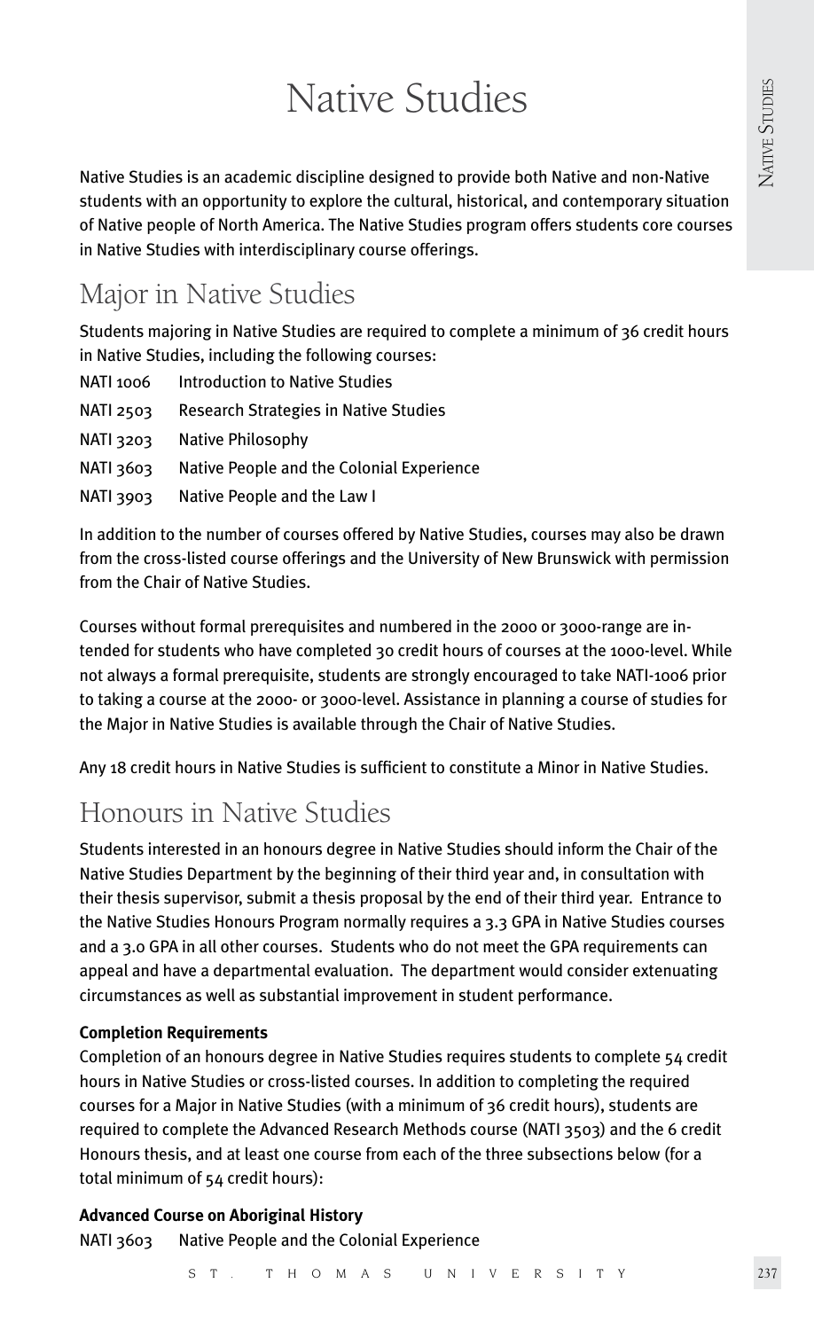# Native Studies

Native Studies is an academic discipline designed to provide both Native and non-Native students with an opportunity to explore the cultural, historical, and contemporary situation of Native people of North America. The Native Studies program offers students core courses in Native Studies with interdisciplinary course offerings.

## Major in Native Studies

Students majoring in Native Studies are required to complete a minimum of 36 credit hours in Native Studies, including the following courses:

NATI 1006 Introduction to Native Studies
NATI 2503 Research Strategies in Native Studies
NATI 3203 Native Philosophy
NATI 3603 Native People and the Colonial Experience
NATI 3903 Native People and the Law I

In addition to the number of courses offered by Native Studies, courses may also be drawn from the cross-listed course offerings and the University of New Brunswick with permission from the Chair of Native Studies.

Courses without formal prerequisites and numbered in the 2000 or 3000-range are intended for students who have completed 30 credit hours of courses at the 1000-level. While not always a formal prerequisite, students are strongly encouraged to take NATI-1006 prior to taking a course at the 2000- or 3000-level. Assistance in planning a course of studies for the Major in Native Studies is available through the Chair of Native Studies.

Any 18 credit hours in Native Studies is sufficient to constitute a Minor in Native Studies.

## Honours in Native Studies

Students interested in an honours degree in Native Studies should inform the Chair of the Native Studies Department by the beginning of their third year and, in consultation with their thesis supervisor, submit a thesis proposal by the end of their third year. Entrance to the Native Studies Honours Program normally requires a 3.3 GPA in Native Studies courses and a 3.0 GPA in all other courses. Students who do not meet the GPA requirements can appeal and have a departmental evaluation. The department would consider extenuating circumstances as well as substantial improvement in student performance.

**Completion Requirements**

Completion of an honours degree in Native Studies requires students to complete 54 credit hours in Native Studies or cross-listed courses. In addition to completing the required courses for a Major in Native Studies (with a minimum of 36 credit hours), students are required to complete the Advanced Research Methods course (NATI 3503) and the 6 credit Honours thesis, and at least one course from each of the three subsections below (for a total minimum of 54 credit hours):

**Advanced Course on Aboriginal History**

NATI 3603 Native People and the Colonial Experience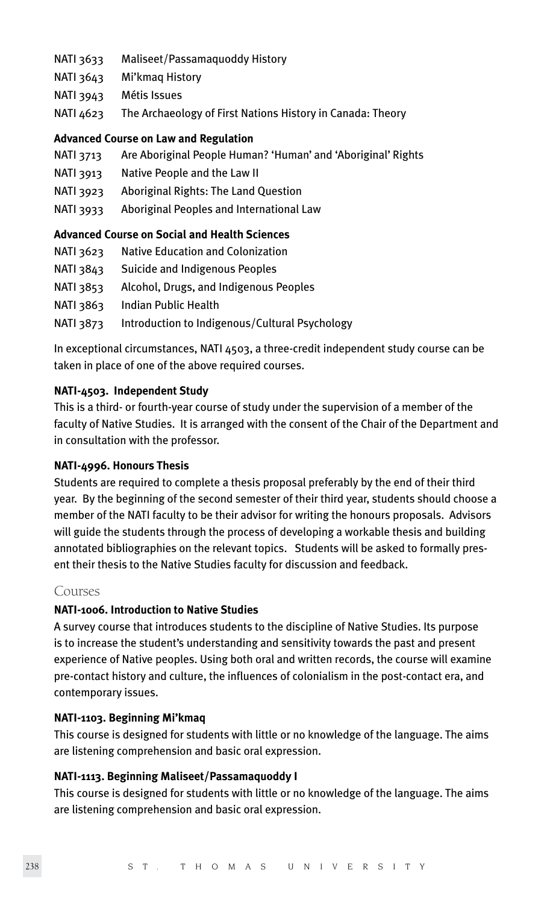NATI 3633 Maliseet/Passamaquoddy History

NATI 3643 Mi'kmaq History

NATI 3943 Métis Issues

NATI 4623 The Archaeology of First Nations History in Canada: Theory

**Advanced Course on Law and Regulation**

NATI 3713 Are Aboriginal People Human? 'Human' and 'Aboriginal' Rights

NATI 3913 Native People and the Law II

NATI 3923 Aboriginal Rights: The Land Question

NATI 3933 Aboriginal Peoples and International Law

**Advanced Course on Social and Health Sciences**

NATI 3623 Native Education and Colonization

NATI 3843 Suicide and Indigenous Peoples

NATI 3853 Alcohol, Drugs, and Indigenous Peoples

NATI 3863 Indian Public Health

NATI 3873 Introduction to Indigenous/Cultural Psychology

In exceptional circumstances, NATI 4503, a three-credit independent study course can be taken in place of one of the above required courses.

**NATI-4503. Independent Study**

This is a third- or fourth-year course of study under the supervision of a member of the faculty of Native Studies. It is arranged with the consent of the Chair of the Department and in consultation with the professor.

**NATI-4996. Honours Thesis**

Students are required to complete a thesis proposal preferably by the end of their third year. By the beginning of the second semester of their third year, students should choose a member of the NATI faculty to be their advisor for writing the honours proposals. Advisors will guide the students through the process of developing a workable thesis and building annotated bibliographies on the relevant topics. Students will be asked to formally present their thesis to the Native Studies faculty for discussion and feedback.

## Courses

**NATI-1006. Introduction to Native Studies**

A survey course that introduces students to the discipline of Native Studies. Its purpose is to increase the student's understanding and sensitivity towards the past and present experience of Native peoples. Using both oral and written records, the course will examine pre-contact history and culture, the influences of colonialism in the post-contact era, and contemporary issues.

**NATI-1103. Beginning Mi'kmaq**

This course is designed for students with little or no knowledge of the language. The aims are listening comprehension and basic oral expression.

**NATI-1113. Beginning Maliseet/Passamaquoddy I**

This course is designed for students with little or no knowledge of the language. The aims are listening comprehension and basic oral expression.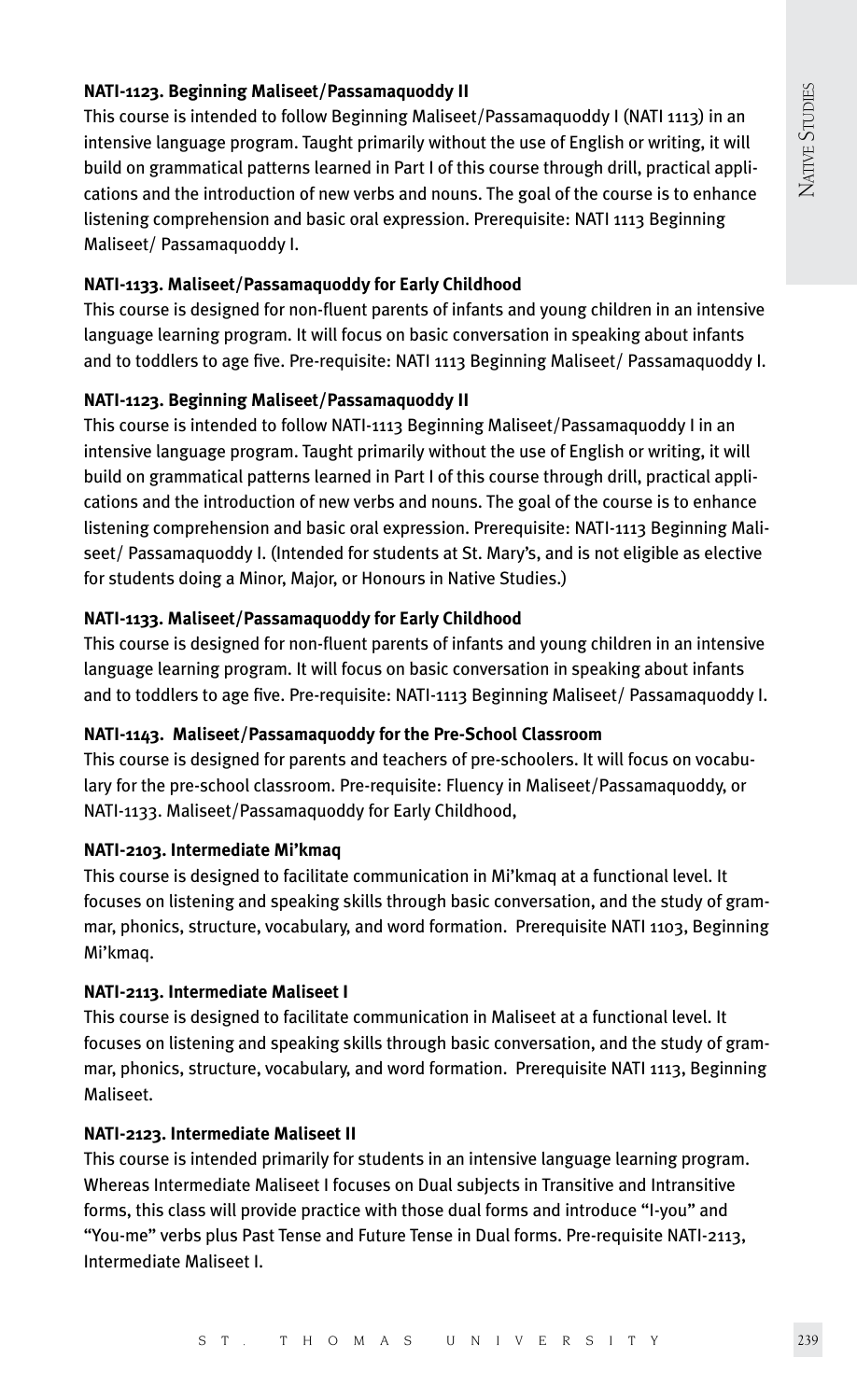**NATI-1123. Beginning Maliseet/Passamaquoddy II**

This course is intended to follow Beginning Maliseet/Passamaquoddy I (NATI 1113) in an intensive language program. Taught primarily without the use of English or writing, it will build on grammatical patterns learned in Part I of this course through drill, practical applications and the introduction of new verbs and nouns. The goal of the course is to enhance listening comprehension and basic oral expression. Prerequisite: NATI 1113 Beginning Maliseet/ Passamaquoddy I.

**NATI-1133. Maliseet/Passamaquoddy for Early Childhood**

This course is designed for non-fluent parents of infants and young children in an intensive language learning program. It will focus on basic conversation in speaking about infants and to toddlers to age five. Pre-requisite: NATI 1113 Beginning Maliseet/ Passamaquoddy I.

**NATI-1123. Beginning Maliseet/Passamaquoddy II**

This course is intended to follow NATI-1113 Beginning Maliseet/Passamaquoddy I in an intensive language program. Taught primarily without the use of English or writing, it will build on grammatical patterns learned in Part I of this course through drill, practical applications and the introduction of new verbs and nouns. The goal of the course is to enhance listening comprehension and basic oral expression. Prerequisite: NATI-1113 Beginning Maliseet/ Passamaquoddy I. (Intended for students at St. Mary's, and is not eligible as elective for students doing a Minor, Major, or Honours in Native Studies.)

**NATI-1133. Maliseet/Passamaquoddy for Early Childhood**

This course is designed for non-fluent parents of infants and young children in an intensive language learning program. It will focus on basic conversation in speaking about infants and to toddlers to age five. Pre-requisite: NATI-1113 Beginning Maliseet/ Passamaquoddy I.

**NATI-1143. Maliseet/Passamaquoddy for the Pre-School Classroom**

This course is designed for parents and teachers of pre-schoolers. It will focus on vocabulary for the pre-school classroom. Pre-requisite: Fluency in Maliseet/Passamaquoddy, or NATI-1133. Maliseet/Passamaquoddy for Early Childhood,

**NATI-2103. Intermediate Mi'kmaq**

This course is designed to facilitate communication in Mi'kmaq at a functional level. It focuses on listening and speaking skills through basic conversation, and the study of grammar, phonics, structure, vocabulary, and word formation. Prerequisite NATI 1103, Beginning Mi'kmaq.

**NATI-2113. Intermediate Maliseet I**

This course is designed to facilitate communication in Maliseet at a functional level. It focuses on listening and speaking skills through basic conversation, and the study of grammar, phonics, structure, vocabulary, and word formation. Prerequisite NATI 1113, Beginning Maliseet.

**NATI-2123. Intermediate Maliseet II**

This course is intended primarily for students in an intensive language learning program. Whereas Intermediate Maliseet I focuses on Dual subjects in Transitive and Intransitive forms, this class will provide practice with those dual forms and introduce "I-you" and "You-me" verbs plus Past Tense and Future Tense in Dual forms. Pre-requisite NATI-2113, Intermediate Maliseet I.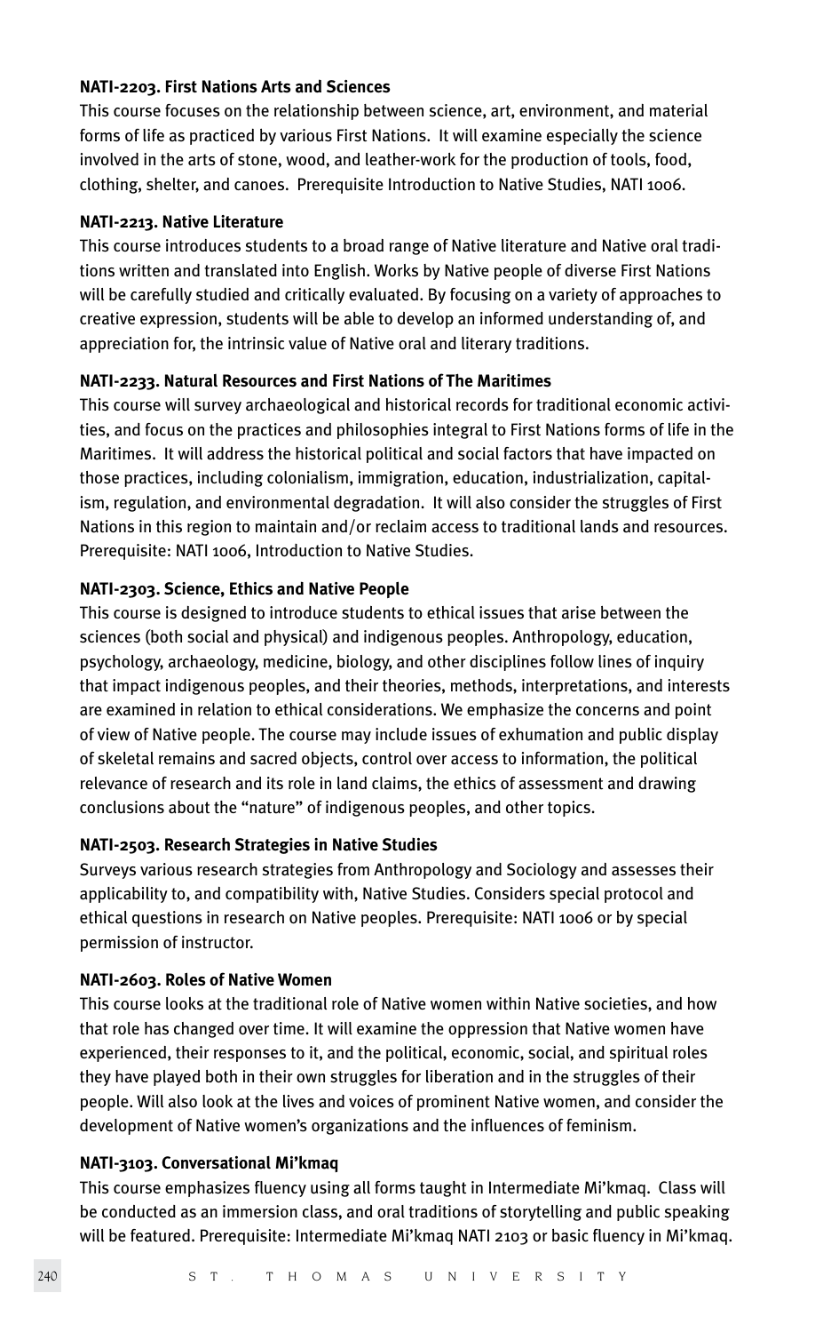**NATI-2203. First Nations Arts and Sciences**

This course focuses on the relationship between science, art, environment, and material forms of life as practiced by various First Nations. It will examine especially the science involved in the arts of stone, wood, and leather-work for the production of tools, food, clothing, shelter, and canoes. Prerequisite Introduction to Native Studies, NATI 1006.

**NATI-2213. Native Literature**

This course introduces students to a broad range of Native literature and Native oral traditions written and translated into English. Works by Native people of diverse First Nations will be carefully studied and critically evaluated. By focusing on a variety of approaches to creative expression, students will be able to develop an informed understanding of, and appreciation for, the intrinsic value of Native oral and literary traditions.

**NATI-2233. Natural Resources and First Nations of The Maritimes**

This course will survey archaeological and historical records for traditional economic activities, and focus on the practices and philosophies integral to First Nations forms of life in the Maritimes. It will address the historical political and social factors that have impacted on those practices, including colonialism, immigration, education, industrialization, capitalism, regulation, and environmental degradation. It will also consider the struggles of First Nations in this region to maintain and/or reclaim access to traditional lands and resources. Prerequisite: NATI 1006, Introduction to Native Studies.

**NATI-2303. Science, Ethics and Native People**

This course is designed to introduce students to ethical issues that arise between the sciences (both social and physical) and indigenous peoples. Anthropology, education, psychology, archaeology, medicine, biology, and other disciplines follow lines of inquiry that impact indigenous peoples, and their theories, methods, interpretations, and interests are examined in relation to ethical considerations. We emphasize the concerns and point of view of Native people. The course may include issues of exhumation and public display of skeletal remains and sacred objects, control over access to information, the political relevance of research and its role in land claims, the ethics of assessment and drawing conclusions about the "nature" of indigenous peoples, and other topics.

**NATI-2503. Research Strategies in Native Studies**

Surveys various research strategies from Anthropology and Sociology and assesses their applicability to, and compatibility with, Native Studies. Considers special protocol and ethical questions in research on Native peoples. Prerequisite: NATI 1006 or by special permission of instructor.

**NATI-2603. Roles of Native Women**

This course looks at the traditional role of Native women within Native societies, and how that role has changed over time. It will examine the oppression that Native women have experienced, their responses to it, and the political, economic, social, and spiritual roles they have played both in their own struggles for liberation and in the struggles of their people. Will also look at the lives and voices of prominent Native women, and consider the development of Native women's organizations and the influences of feminism.

**NATI-3103. Conversational Mi'kmaq**

This course emphasizes fluency using all forms taught in Intermediate Mi'kmaq. Class will be conducted as an immersion class, and oral traditions of storytelling and public speaking will be featured. Prerequisite: Intermediate Mi'kmaq NATI 2103 or basic fluency in Mi'kmaq.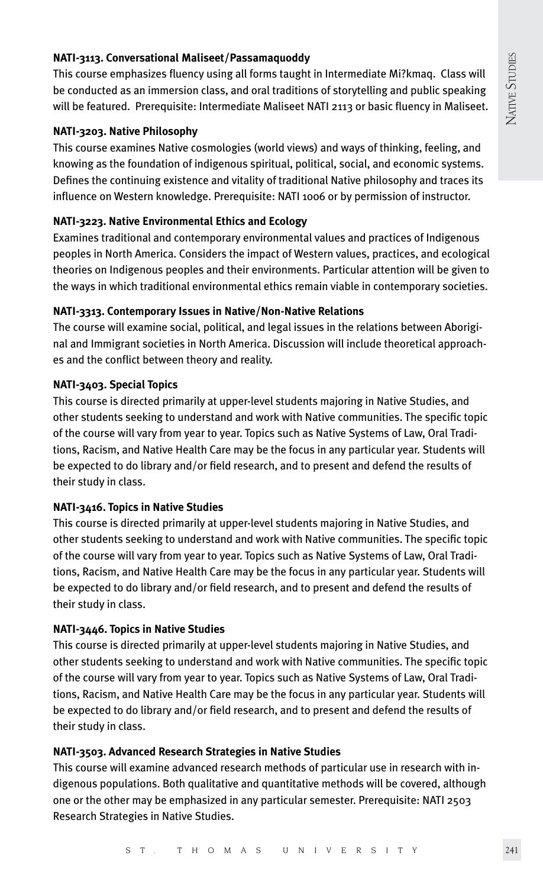**NATI-3113. Conversational Maliseet/Passamaquoddy**

This course emphasizes fluency using all forms taught in Intermediate Mi?kmaq. Class will be conducted as an immersion class, and oral traditions of storytelling and public speaking will be featured. Prerequisite: Intermediate Maliseet NATI 2113 or basic fluency in Maliseet.

**NATI-3203. Native Philosophy**

This course examines Native cosmologies (world views) and ways of thinking, feeling, and knowing as the foundation of indigenous spiritual, political, social, and economic systems. Defines the continuing existence and vitality of traditional Native philosophy and traces its influence on Western knowledge. Prerequisite: NATI 1006 or by permission of instructor.

**NATI-3223. Native Environmental Ethics and Ecology**

Examines traditional and contemporary environmental values and practices of Indigenous peoples in North America. Considers the impact of Western values, practices, and ecological theories on Indigenous peoples and their environments. Particular attention will be given to the ways in which traditional environmental ethics remain viable in contemporary societies.

**NATI-3313. Contemporary Issues in Native/Non-Native Relations**

The course will examine social, political, and legal issues in the relations between Aboriginal and Immigrant societies in North America. Discussion will include theoretical approaches and the conflict between theory and reality.

**NATI-3403. Special Topics**

This course is directed primarily at upper-level students majoring in Native Studies, and other students seeking to understand and work with Native communities. The specific topic of the course will vary from year to year. Topics such as Native Systems of Law, Oral Traditions, Racism, and Native Health Care may be the focus in any particular year. Students will be expected to do library and/or field research, and to present and defend the results of their study in class.

**NATI-3416. Topics in Native Studies**

This course is directed primarily at upper-level students majoring in Native Studies, and other students seeking to understand and work with Native communities. The specific topic of the course will vary from year to year. Topics such as Native Systems of Law, Oral Traditions, Racism, and Native Health Care may be the focus in any particular year. Students will be expected to do library and/or field research, and to present and defend the results of their study in class.

**NATI-3446. Topics in Native Studies**

This course is directed primarily at upper-level students majoring in Native Studies, and other students seeking to understand and work with Native communities. The specific topic of the course will vary from year to year. Topics such as Native Systems of Law, Oral Traditions, Racism, and Native Health Care may be the focus in any particular year. Students will be expected to do library and/or field research, and to present and defend the results of their study in class.

**NATI-3503. Advanced Research Strategies in Native Studies**

This course will examine advanced research methods of particular use in research with indigenous populations. Both qualitative and quantitative methods will be covered, although one or the other may be emphasized in any particular semester. Prerequisite: NATI 2503 Research Strategies in Native Studies.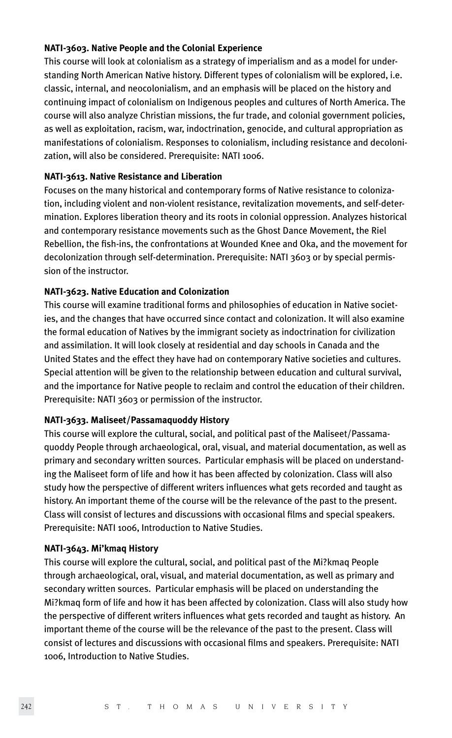**NATI-3603. Native People and the Colonial Experience**

This course will look at colonialism as a strategy of imperialism and as a model for understanding North American Native history. Different types of colonialism will be explored, i.e. classic, internal, and neocolonialism, and an emphasis will be placed on the history and continuing impact of colonialism on Indigenous peoples and cultures of North America. The course will also analyze Christian missions, the fur trade, and colonial government policies, as well as exploitation, racism, war, indoctrination, genocide, and cultural appropriation as manifestations of colonialism. Responses to colonialism, including resistance and decolonization, will also be considered. Prerequisite: NATI 1006.

**NATI-3613. Native Resistance and Liberation**

Focuses on the many historical and contemporary forms of Native resistance to colonization, including violent and non-violent resistance, revitalization movements, and self-determination. Explores liberation theory and its roots in colonial oppression. Analyzes historical and contemporary resistance movements such as the Ghost Dance Movement, the Riel Rebellion, the fish-ins, the confrontations at Wounded Knee and Oka, and the movement for decolonization through self-determination. Prerequisite: NATI 3603 or by special permission of the instructor.

**NATI-3623. Native Education and Colonization**

This course will examine traditional forms and philosophies of education in Native societies, and the changes that have occurred since contact and colonization. It will also examine the formal education of Natives by the immigrant society as indoctrination for civilization and assimilation. It will look closely at residential and day schools in Canada and the United States and the effect they have had on contemporary Native societies and cultures. Special attention will be given to the relationship between education and cultural survival, and the importance for Native people to reclaim and control the education of their children. Prerequisite: NATI 3603 or permission of the instructor.

**NATI-3633. Maliseet/Passamaquoddy History**

This course will explore the cultural, social, and political past of the Maliseet/Passamaquoddy People through archaeological, oral, visual, and material documentation, as well as primary and secondary written sources. Particular emphasis will be placed on understanding the Maliseet form of life and how it has been affected by colonization. Class will also study how the perspective of different writers influences what gets recorded and taught as history. An important theme of the course will be the relevance of the past to the present. Class will consist of lectures and discussions with occasional films and special speakers. Prerequisite: NATI 1006, Introduction to Native Studies.

**NATI-3643. Mi'kmaq History**

This course will explore the cultural, social, and political past of the Mi?kmaq People through archaeological, oral, visual, and material documentation, as well as primary and secondary written sources. Particular emphasis will be placed on understanding the Mi?kmaq form of life and how it has been affected by colonization. Class will also study how the perspective of different writers influences what gets recorded and taught as history. An important theme of the course will be the relevance of the past to the present. Class will consist of lectures and discussions with occasional films and speakers. Prerequisite: NATI 1006, Introduction to Native Studies.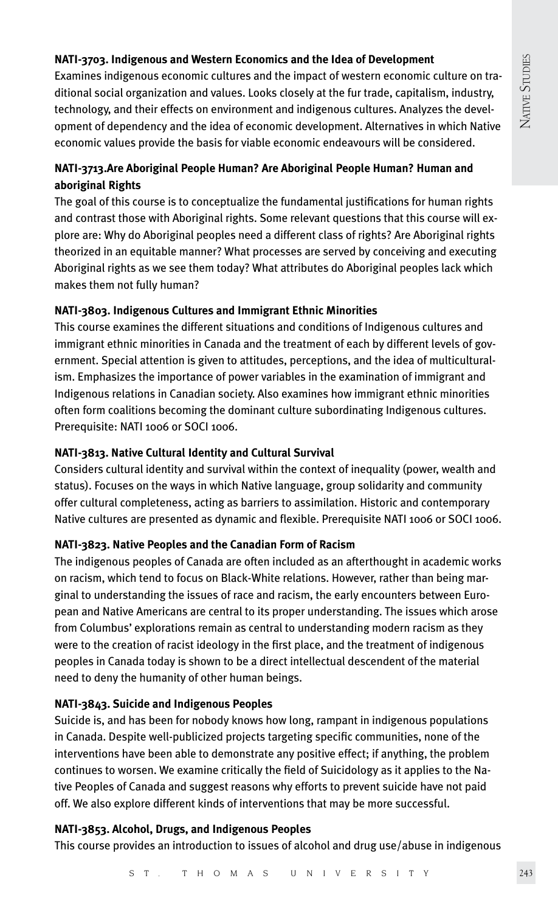**NATI-3703. Indigenous and Western Economics and the Idea of Development**

Examines indigenous economic cultures and the impact of western economic culture on traditional social organization and values. Looks closely at the fur trade, capitalism, industry, technology, and their effects on environment and indigenous cultures. Analyzes the development of dependency and the idea of economic development. Alternatives in which Native economic values provide the basis for viable economic endeavours will be considered.

**NATI-3713.Are Aboriginal People Human? Are Aboriginal People Human? Human and aboriginal Rights**

The goal of this course is to conceptualize the fundamental justifications for human rights and contrast those with Aboriginal rights. Some relevant questions that this course will explore are: Why do Aboriginal peoples need a different class of rights? Are Aboriginal rights theorized in an equitable manner? What processes are served by conceiving and executing Aboriginal rights as we see them today? What attributes do Aboriginal peoples lack which makes them not fully human?

**NATI-3803. Indigenous Cultures and Immigrant Ethnic Minorities**

This course examines the different situations and conditions of Indigenous cultures and immigrant ethnic minorities in Canada and the treatment of each by different levels of government. Special attention is given to attitudes, perceptions, and the idea of multiculturalism. Emphasizes the importance of power variables in the examination of immigrant and Indigenous relations in Canadian society. Also examines how immigrant ethnic minorities often form coalitions becoming the dominant culture subordinating Indigenous cultures. Prerequisite: NATI 1006 or SOCI 1006.

**NATI-3813. Native Cultural Identity and Cultural Survival**

Considers cultural identity and survival within the context of inequality (power, wealth and status). Focuses on the ways in which Native language, group solidarity and community offer cultural completeness, acting as barriers to assimilation. Historic and contemporary Native cultures are presented as dynamic and flexible. Prerequisite NATI 1006 or SOCI 1006.

**NATI-3823. Native Peoples and the Canadian Form of Racism**

The indigenous peoples of Canada are often included as an afterthought in academic works on racism, which tend to focus on Black-White relations. However, rather than being marginal to understanding the issues of race and racism, the early encounters between European and Native Americans are central to its proper understanding. The issues which arose from Columbus' explorations remain as central to understanding modern racism as they were to the creation of racist ideology in the first place, and the treatment of indigenous peoples in Canada today is shown to be a direct intellectual descendent of the material need to deny the humanity of other human beings.

**NATI-3843. Suicide and Indigenous Peoples**

Suicide is, and has been for nobody knows how long, rampant in indigenous populations in Canada. Despite well-publicized projects targeting specific communities, none of the interventions have been able to demonstrate any positive effect; if anything, the problem continues to worsen. We examine critically the field of Suicidology as it applies to the Native Peoples of Canada and suggest reasons why efforts to prevent suicide have not paid off. We also explore different kinds of interventions that may be more successful.

**NATI-3853. Alcohol, Drugs, and Indigenous Peoples**

This course provides an introduction to issues of alcohol and drug use/abuse in indigenous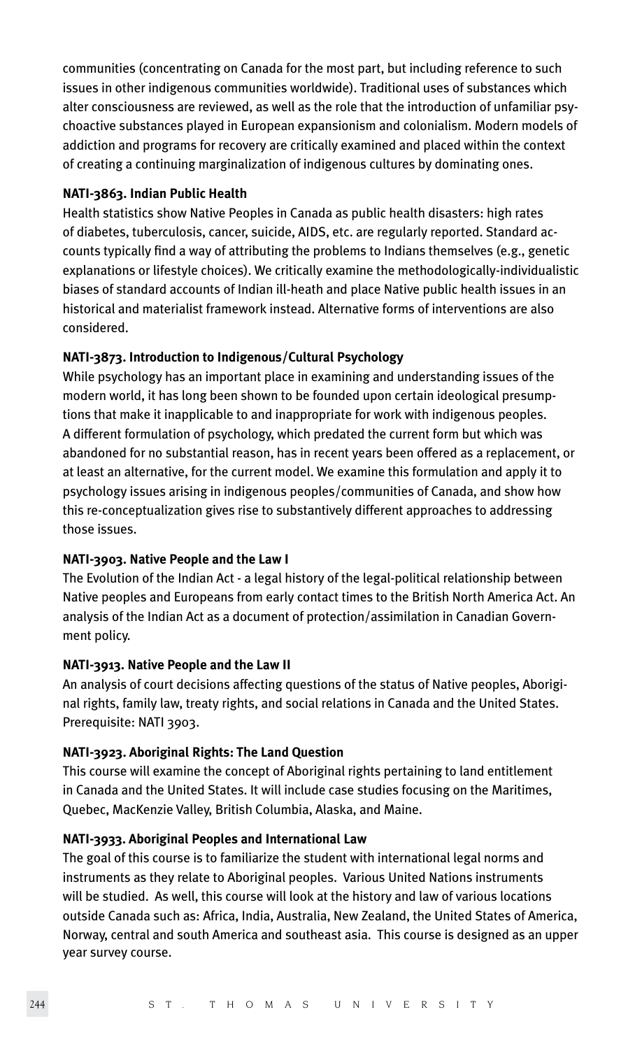communities (concentrating on Canada for the most part, but including reference to such issues in other indigenous communities worldwide). Traditional uses of substances which alter consciousness are reviewed, as well as the role that the introduction of unfamiliar psychoactive substances played in European expansionism and colonialism. Modern models of addiction and programs for recovery are critically examined and placed within the context of creating a continuing marginalization of indigenous cultures by dominating ones.

**NATI-3863. Indian Public Health**

Health statistics show Native Peoples in Canada as public health disasters: high rates of diabetes, tuberculosis, cancer, suicide, AIDS, etc. are regularly reported. Standard accounts typically find a way of attributing the problems to Indians themselves (e.g., genetic explanations or lifestyle choices). We critically examine the methodologically-individualistic biases of standard accounts of Indian ill-heath and place Native public health issues in an historical and materialist framework instead. Alternative forms of interventions are also considered.

**NATI-3873. Introduction to Indigenous/Cultural Psychology**

While psychology has an important place in examining and understanding issues of the modern world, it has long been shown to be founded upon certain ideological presumptions that make it inapplicable to and inappropriate for work with indigenous peoples. A different formulation of psychology, which predated the current form but which was abandoned for no substantial reason, has in recent years been offered as a replacement, or at least an alternative, for the current model. We examine this formulation and apply it to psychology issues arising in indigenous peoples/communities of Canada, and show how this re-conceptualization gives rise to substantively different approaches to addressing those issues.

**NATI-3903. Native People and the Law I**

The Evolution of the Indian Act - a legal history of the legal-political relationship between Native peoples and Europeans from early contact times to the British North America Act. An analysis of the Indian Act as a document of protection/assimilation in Canadian Government policy.

**NATI-3913. Native People and the Law II**

An analysis of court decisions affecting questions of the status of Native peoples, Aboriginal rights, family law, treaty rights, and social relations in Canada and the United States. Prerequisite: NATI 3903.

**NATI-3923. Aboriginal Rights: The Land Question**

This course will examine the concept of Aboriginal rights pertaining to land entitlement in Canada and the United States. It will include case studies focusing on the Maritimes, Quebec, MacKenzie Valley, British Columbia, Alaska, and Maine.

**NATI-3933. Aboriginal Peoples and International Law**

The goal of this course is to familiarize the student with international legal norms and instruments as they relate to Aboriginal peoples. Various United Nations instruments will be studied. As well, this course will look at the history and law of various locations outside Canada such as: Africa, India, Australia, New Zealand, the United States of America, Norway, central and south America and southeast asia. This course is designed as an upper year survey course.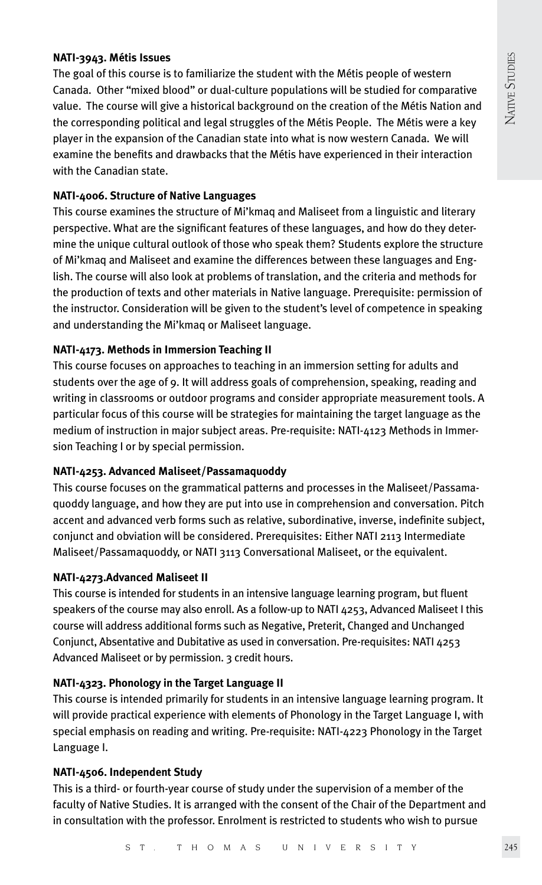**NATI-3943. Métis Issues**

The goal of this course is to familiarize the student with the Métis people of western Canada. Other "mixed blood" or dual-culture populations will be studied for comparative value. The course will give a historical background on the creation of the Métis Nation and the corresponding political and legal struggles of the Métis People. The Métis were a key player in the expansion of the Canadian state into what is now western Canada. We will examine the benefits and drawbacks that the Métis have experienced in their interaction with the Canadian state.

**NATI-4006. Structure of Native Languages**

This course examines the structure of Mi'kmaq and Maliseet from a linguistic and literary perspective. What are the significant features of these languages, and how do they determine the unique cultural outlook of those who speak them? Students explore the structure of Mi'kmaq and Maliseet and examine the differences between these languages and English. The course will also look at problems of translation, and the criteria and methods for the production of texts and other materials in Native language. Prerequisite: permission of the instructor. Consideration will be given to the student's level of competence in speaking and understanding the Mi'kmaq or Maliseet language.

**NATI-4173. Methods in Immersion Teaching II**

This course focuses on approaches to teaching in an immersion setting for adults and students over the age of 9. It will address goals of comprehension, speaking, reading and writing in classrooms or outdoor programs and consider appropriate measurement tools. A particular focus of this course will be strategies for maintaining the target language as the medium of instruction in major subject areas. Pre-requisite: NATI-4123 Methods in Immersion Teaching I or by special permission.

**NATI-4253. Advanced Maliseet/Passamaquoddy**

This course focuses on the grammatical patterns and processes in the Maliseet/Passamaquoddy language, and how they are put into use in comprehension and conversation. Pitch accent and advanced verb forms such as relative, subordinative, inverse, indefinite subject, conjunct and obviation will be considered. Prerequisites: Either NATI 2113 Intermediate Maliseet/Passamaquoddy, or NATI 3113 Conversational Maliseet, or the equivalent.

**NATI-4273.Advanced Maliseet II**

This course is intended for students in an intensive language learning program, but fluent speakers of the course may also enroll. As a follow-up to NATI 4253, Advanced Maliseet I this course will address additional forms such as Negative, Preterit, Changed and Unchanged Conjunct, Absentative and Dubitative as used in conversation. Pre-requisites: NATI 4253 Advanced Maliseet or by permission. 3 credit hours.

**NATI-4323. Phonology in the Target Language II**

This course is intended primarily for students in an intensive language learning program. It will provide practical experience with elements of Phonology in the Target Language I, with special emphasis on reading and writing. Pre-requisite: NATI-4223 Phonology in the Target Language I.

**NATI-4506. Independent Study**

This is a third- or fourth-year course of study under the supervision of a member of the faculty of Native Studies. It is arranged with the consent of the Chair of the Department and in consultation with the professor. Enrolment is restricted to students who wish to pursue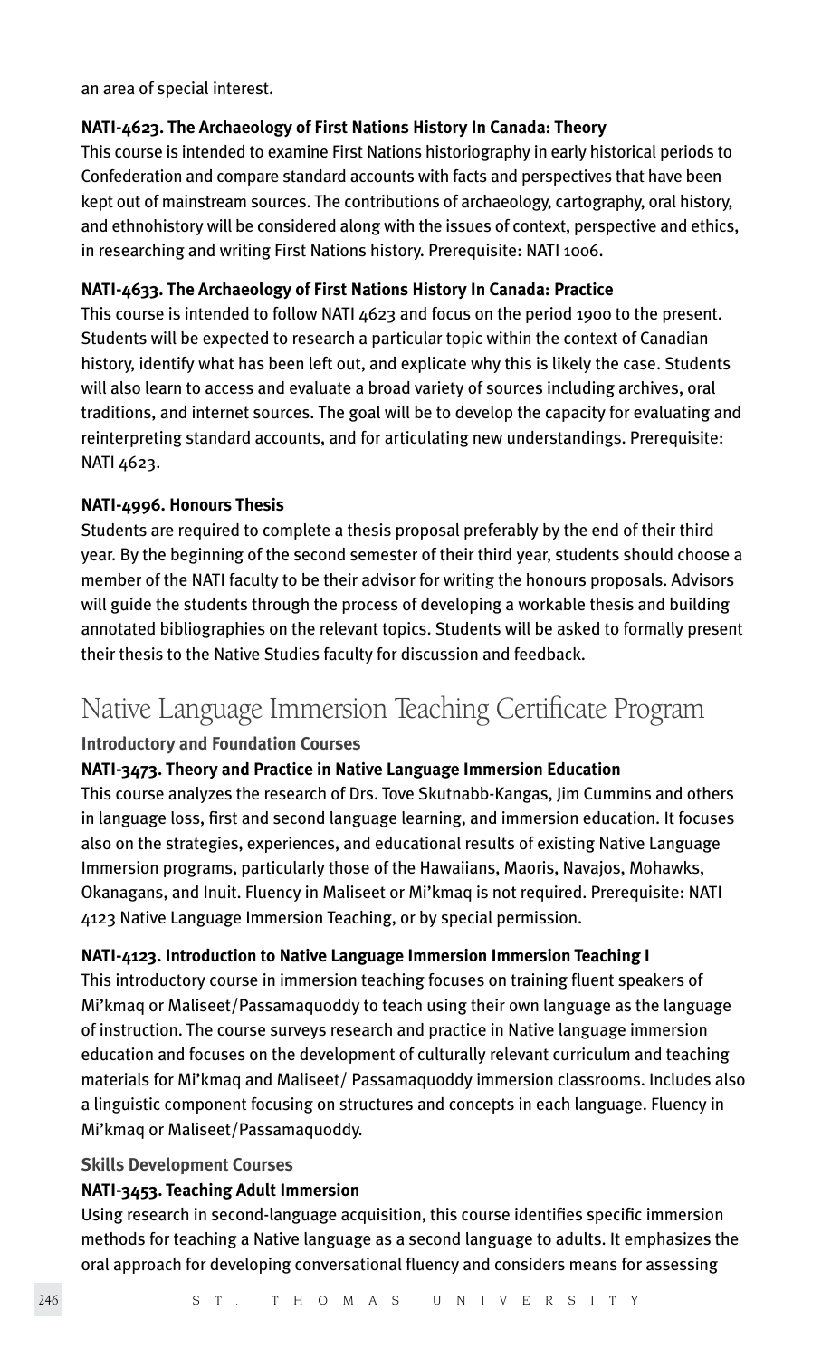an area of special interest.

**NATI-4623. The Archaeology of First Nations History In Canada: Theory**

This course is intended to examine First Nations historiography in early historical periods to Confederation and compare standard accounts with facts and perspectives that have been kept out of mainstream sources. The contributions of archaeology, cartography, oral history, and ethnohistory will be considered along with the issues of context, perspective and ethics, in researching and writing First Nations history. Prerequisite: NATI 1006.

**NATI-4633. The Archaeology of First Nations History In Canada: Practice**

This course is intended to follow NATI 4623 and focus on the period 1900 to the present. Students will be expected to research a particular topic within the context of Canadian history, identify what has been left out, and explicate why this is likely the case. Students will also learn to access and evaluate a broad variety of sources including archives, oral traditions, and internet sources. The goal will be to develop the capacity for evaluating and reinterpreting standard accounts, and for articulating new understandings. Prerequisite: NATI 4623.

**NATI-4996. Honours Thesis**

Students are required to complete a thesis proposal preferably by the end of their third year. By the beginning of the second semester of their third year, students should choose a member of the NATI faculty to be their advisor for writing the honours proposals. Advisors will guide the students through the process of developing a workable thesis and building annotated bibliographies on the relevant topics. Students will be asked to formally present their thesis to the Native Studies faculty for discussion and feedback.

# Native Language Immersion Teaching Certificate Program

### Introductory and Foundation Courses

**NATI-3473. Theory and Practice in Native Language Immersion Education**

This course analyzes the research of Drs. Tove Skutnabb-Kangas, Jim Cummins and others in language loss, first and second language learning, and immersion education. It focuses also on the strategies, experiences, and educational results of existing Native Language Immersion programs, particularly those of the Hawaiians, Maoris, Navajos, Mohawks, Okanagans, and Inuit. Fluency in Maliseet or Mi'kmaq is not required. Prerequisite: NATI 4123 Native Language Immersion Teaching, or by special permission.

**NATI-4123. Introduction to Native Language Immersion Immersion Teaching I**

This introductory course in immersion teaching focuses on training fluent speakers of Mi'kmaq or Maliseet/Passamaquoddy to teach using their own language as the language of instruction. The course surveys research and practice in Native language immersion education and focuses on the development of culturally relevant curriculum and teaching materials for Mi'kmaq and Maliseet/ Passamaquoddy immersion classrooms. Includes also a linguistic component focusing on structures and concepts in each language. Fluency in Mi'kmaq or Maliseet/Passamaquoddy.

### Skills Development Courses

**NATI-3453. Teaching Adult Immersion**

Using research in second-language acquisition, this course identifies specific immersion methods for teaching a Native language as a second language to adults. It emphasizes the oral approach for developing conversational fluency and considers means for assessing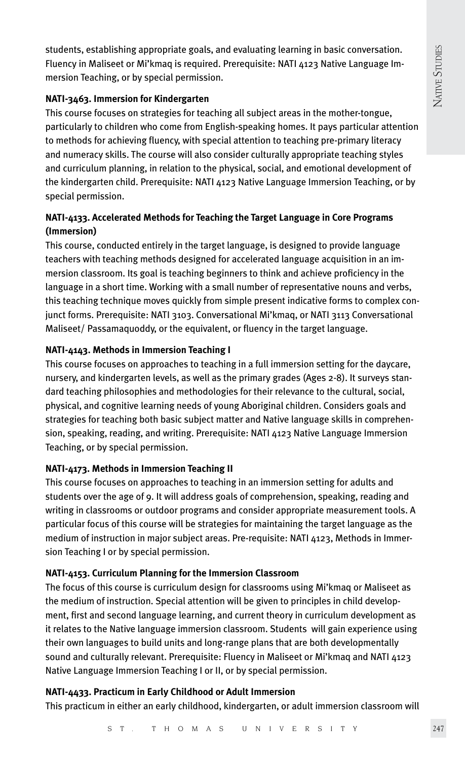students, establishing appropriate goals, and evaluating learning in basic conversation. Fluency in Maliseet or Mi'kmaq is required. Prerequisite: NATI 4123 Native Language Immersion Teaching, or by special permission.

**NATI-3463. Immersion for Kindergarten**

This course focuses on strategies for teaching all subject areas in the mother-tongue, particularly to children who come from English-speaking homes. It pays particular attention to methods for achieving fluency, with special attention to teaching pre-primary literacy and numeracy skills. The course will also consider culturally appropriate teaching styles and curriculum planning, in relation to the physical, social, and emotional development of the kindergarten child. Prerequisite: NATI 4123 Native Language Immersion Teaching, or by special permission.

**NATI-4133. Accelerated Methods for Teaching the Target Language in Core Programs (Immersion)**

This course, conducted entirely in the target language, is designed to provide language teachers with teaching methods designed for accelerated language acquisition in an immersion classroom. Its goal is teaching beginners to think and achieve proficiency in the language in a short time. Working with a small number of representative nouns and verbs, this teaching technique moves quickly from simple present indicative forms to complex conjunct forms. Prerequisite: NATI 3103. Conversational Mi'kmaq, or NATI 3113 Conversational Maliseet/ Passamaquoddy, or the equivalent, or fluency in the target language.

**NATI-4143. Methods in Immersion Teaching I**

This course focuses on approaches to teaching in a full immersion setting for the daycare, nursery, and kindergarten levels, as well as the primary grades (Ages 2-8). It surveys standard teaching philosophies and methodologies for their relevance to the cultural, social, physical, and cognitive learning needs of young Aboriginal children. Considers goals and strategies for teaching both basic subject matter and Native language skills in comprehension, speaking, reading, and writing. Prerequisite: NATI 4123 Native Language Immersion Teaching, or by special permission.

**NATI-4173. Methods in Immersion Teaching II**

This course focuses on approaches to teaching in an immersion setting for adults and students over the age of 9. It will address goals of comprehension, speaking, reading and writing in classrooms or outdoor programs and consider appropriate measurement tools. A particular focus of this course will be strategies for maintaining the target language as the medium of instruction in major subject areas. Pre-requisite: NATI 4123, Methods in Immersion Teaching I or by special permission.

**NATI-4153. Curriculum Planning for the Immersion Classroom**

The focus of this course is curriculum design for classrooms using Mi'kmaq or Maliseet as the medium of instruction. Special attention will be given to principles in child development, first and second language learning, and current theory in curriculum development as it relates to the Native language immersion classroom. Students will gain experience using their own languages to build units and long-range plans that are both developmentally sound and culturally relevant. Prerequisite: Fluency in Maliseet or Mi'kmaq and NATI 4123 Native Language Immersion Teaching I or II, or by special permission.

**NATI-4433. Practicum in Early Childhood or Adult Immersion**

This practicum in either an early childhood, kindergarten, or adult immersion classroom will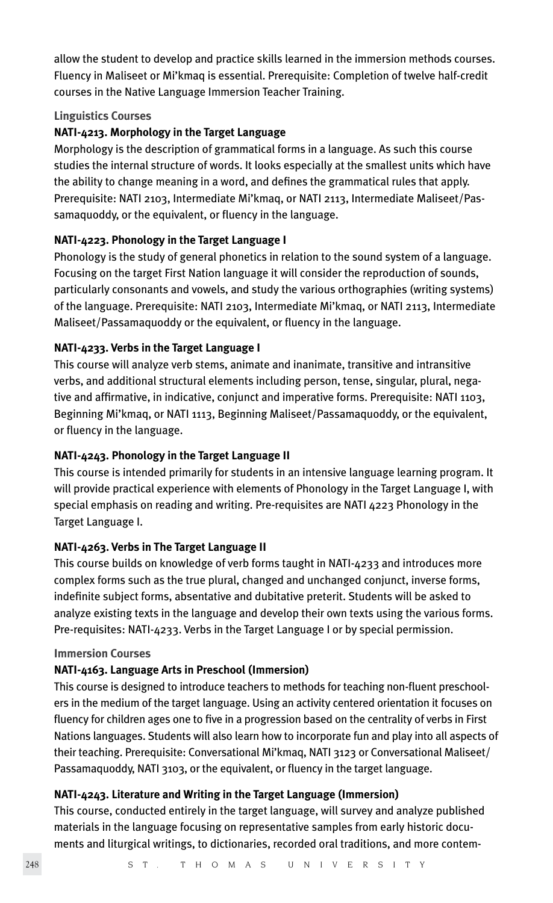allow the student to develop and practice skills learned in the immersion methods courses. Fluency in Maliseet or Mi'kmaq is essential. Prerequisite: Completion of twelve half-credit courses in the Native Language Immersion Teacher Training.

### Linguistics Courses

#### NATI-4213. Morphology in the Target Language

Morphology is the description of grammatical forms in a language. As such this course studies the internal structure of words. It looks especially at the smallest units which have the ability to change meaning in a word, and defines the grammatical rules that apply. Prerequisite: NATI 2103, Intermediate Mi'kmaq, or NATI 2113, Intermediate Maliseet/Passamaquoddy, or the equivalent, or fluency in the language.

#### NATI-4223. Phonology in the Target Language I

Phonology is the study of general phonetics in relation to the sound system of a language. Focusing on the target First Nation language it will consider the reproduction of sounds, particularly consonants and vowels, and study the various orthographies (writing systems) of the language. Prerequisite: NATI 2103, Intermediate Mi'kmaq, or NATI 2113, Intermediate Maliseet/Passamaquoddy or the equivalent, or fluency in the language.

#### NATI-4233. Verbs in the Target Language I

This course will analyze verb stems, animate and inanimate, transitive and intransitive verbs, and additional structural elements including person, tense, singular, plural, negative and affirmative, in indicative, conjunct and imperative forms. Prerequisite: NATI 1103, Beginning Mi'kmaq, or NATI 1113, Beginning Maliseet/Passamaquoddy, or the equivalent, or fluency in the language.

#### NATI-4243. Phonology in the Target Language II

This course is intended primarily for students in an intensive language learning program. It will provide practical experience with elements of Phonology in the Target Language I, with special emphasis on reading and writing. Pre-requisites are NATI 4223 Phonology in the Target Language I.

#### NATI-4263. Verbs in The Target Language II

This course builds on knowledge of verb forms taught in NATI-4233 and introduces more complex forms such as the true plural, changed and unchanged conjunct, inverse forms, indefinite subject forms, absentative and dubitative preterit. Students will be asked to analyze existing texts in the language and develop their own texts using the various forms. Pre-requisites: NATI-4233. Verbs in the Target Language I or by special permission.

### Immersion Courses

#### NATI-4163. Language Arts in Preschool (Immersion)

This course is designed to introduce teachers to methods for teaching non-fluent preschoolers in the medium of the target language. Using an activity centered orientation it focuses on fluency for children ages one to five in a progression based on the centrality of verbs in First Nations languages. Students will also learn how to incorporate fun and play into all aspects of their teaching. Prerequisite: Conversational Mi'kmaq, NATI 3123 or Conversational Maliseet/Passamaquoddy, NATI 3103, or the equivalent, or fluency in the target language.

#### NATI-4243. Literature and Writing in the Target Language (Immersion)

This course, conducted entirely in the target language, will survey and analyze published materials in the language focusing on representative samples from early historic documents and liturgical writings, to dictionaries, recorded oral traditions, and more contem-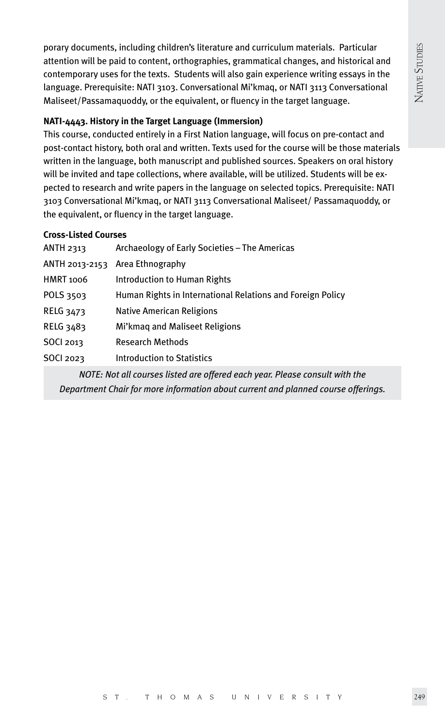porary documents, including children's literature and curriculum materials. Particular attention will be paid to content, orthographies, grammatical changes, and historical and contemporary uses for the texts. Students will also gain experience writing essays in the language. Prerequisite: NATI 3103. Conversational Mi'kmaq, or NATI 3113 Conversational Maliseet/Passamaquoddy, or the equivalent, or fluency in the target language.

**NATI-4443. History in the Target Language (Immersion)**

This course, conducted entirely in a First Nation language, will focus on pre-contact and post-contact history, both oral and written. Texts used for the course will be those materials written in the language, both manuscript and published sources. Speakers on oral history will be invited and tape collections, where available, will be utilized. Students will be expected to research and write papers in the language on selected topics. Prerequisite: NATI 3103 Conversational Mi'kmaq, or NATI 3113 Conversational Maliseet/ Passamaquoddy, or the equivalent, or fluency in the target language.

**Cross-Listed Courses**

| | |
|---|---|
| ANTH 2313 | Archaeology of Early Societies – The Americas |
| ANTH 2013-2153 | Area Ethnography |
| HMRT 1006 | Introduction to Human Rights |
| POLS 3503 | Human Rights in International Relations and Foreign Policy |
| RELG 3473 | Native American Religions |
| RELG 3483 | Mi'kmaq and Maliseet Religions |
| SOCI 2013 | Research Methods |
| SOCI 2023 | Introduction to Statistics |

*NOTE: Not all courses listed are offered each year. Please consult with the Department Chair for more information about current and planned course offerings.*